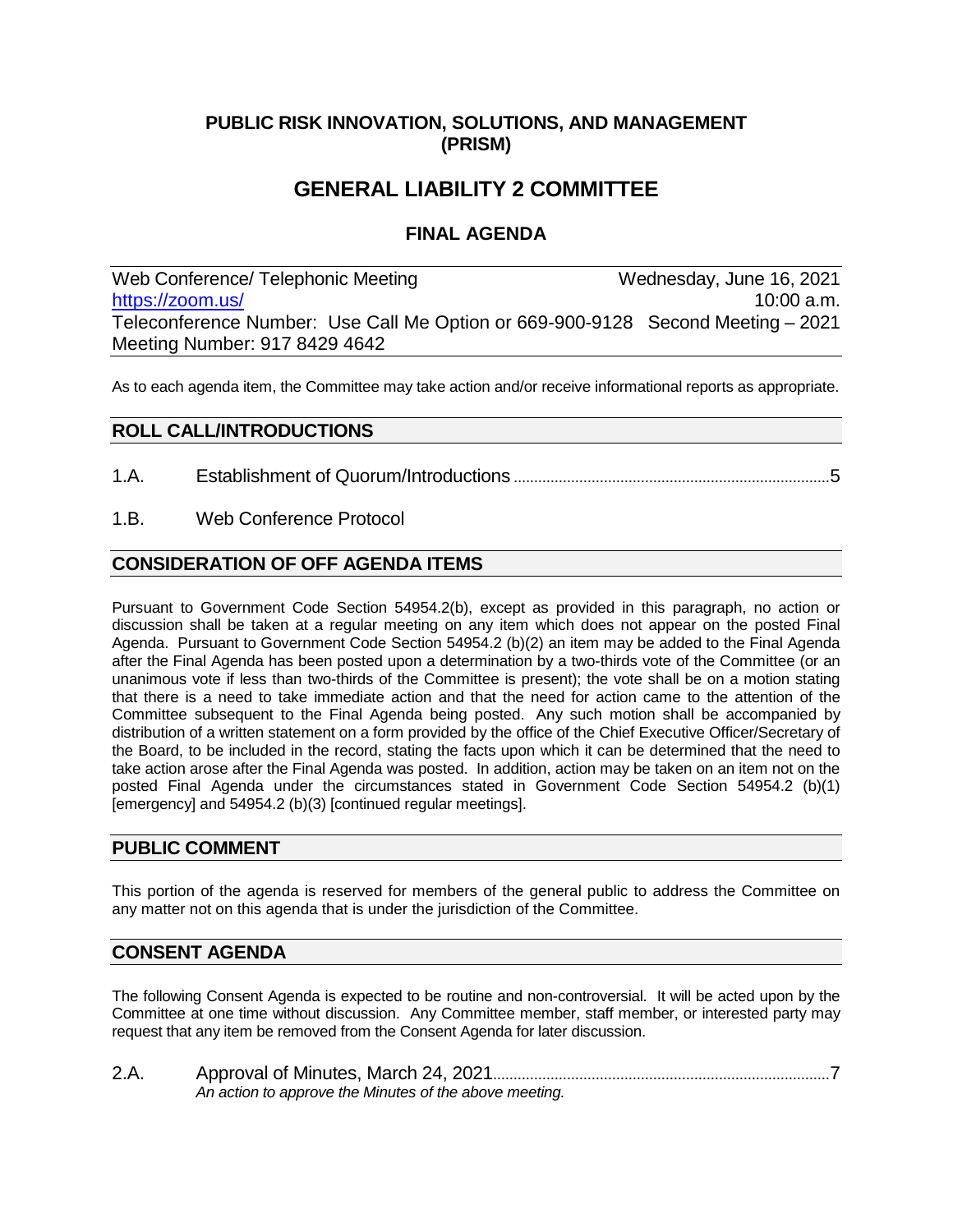# PUBLIC RISK INNOVATION, SOLUTIONS, AND MANAGEMENT (PRISM)

# GENERAL LIABILITY 2 COMMITTEE

## FINAL AGENDA

| | |
|---|---|
| Web Conference/ Telephonic Meeting | Wednesday, June 16, 2021 |
| https://zoom.us/ | 10:00 a.m. |
| Teleconference Number: Use Call Me Option or 669-900-9128 | Second Meeting – 2021 |
| Meeting Number: 917 8429 4642 | |

As to each agenda item, the Committee may take action and/or receive informational reports as appropriate.

## ROLL CALL/INTRODUCTIONS

1.A. Establishment of Quorum/Introductions ........................................ 5

1.B. Web Conference Protocol

## CONSIDERATION OF OFF AGENDA ITEMS

Pursuant to Government Code Section 54954.2(b), except as provided in this paragraph, no action or discussion shall be taken at a regular meeting on any item which does not appear on the posted Final Agenda. Pursuant to Government Code Section 54954.2 (b)(2) an item may be added to the Final Agenda after the Final Agenda has been posted upon a determination by a two-thirds vote of the Committee (or an unanimous vote if less than two-thirds of the Committee is present); the vote shall be on a motion stating that there is a need to take immediate action and that the need for action came to the attention of the Committee subsequent to the Final Agenda being posted. Any such motion shall be accompanied by distribution of a written statement on a form provided by the office of the Chief Executive Officer/Secretary of the Board, to be included in the record, stating the facts upon which it can be determined that the need to take action arose after the Final Agenda was posted. In addition, action may be taken on an item not on the posted Final Agenda under the circumstances stated in Government Code Section 54954.2 (b)(1) [emergency] and 54954.2 (b)(3) [continued regular meetings].

## PUBLIC COMMENT

This portion of the agenda is reserved for members of the general public to address the Committee on any matter not on this agenda that is under the jurisdiction of the Committee.

## CONSENT AGENDA

The following Consent Agenda is expected to be routine and non-controversial. It will be acted upon by the Committee at one time without discussion. Any Committee member, staff member, or interested party may request that any item be removed from the Consent Agenda for later discussion.

2.A. Approval of Minutes, March 24, 2021 ........................................ 7
*An action to approve the Minutes of the above meeting.*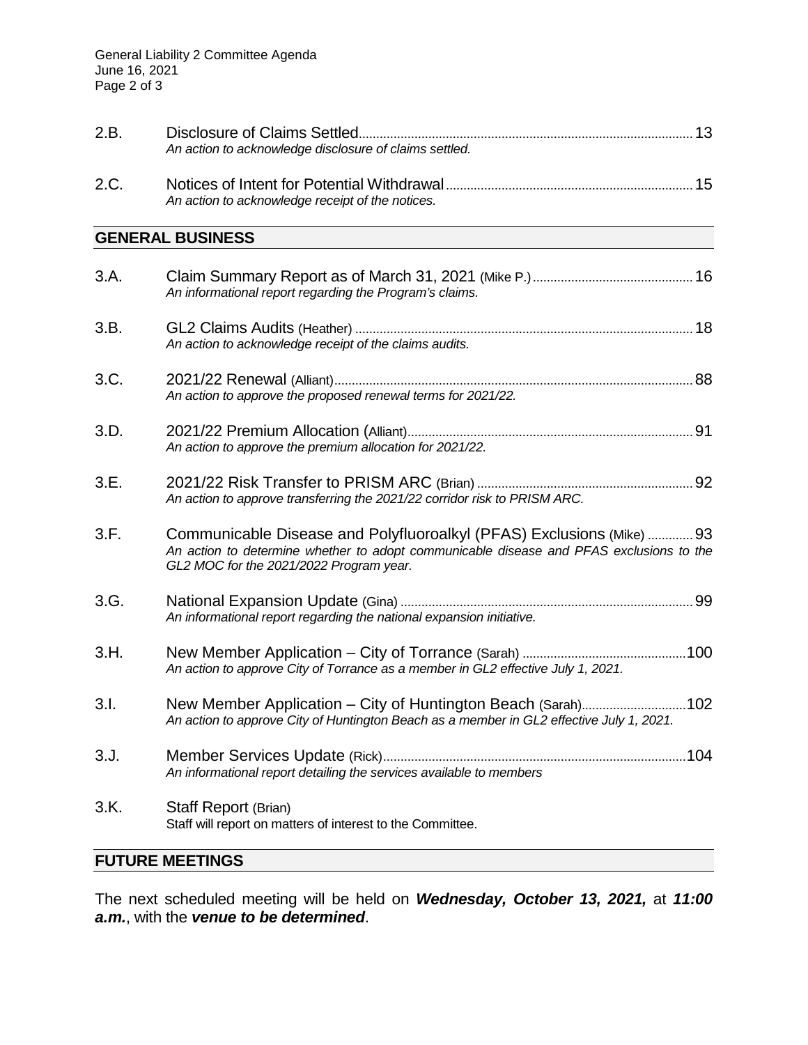2.B. Disclosure of Claims Settled ........ 13
*An action to acknowledge disclosure of claims settled.*

2.C. Notices of Intent for Potential Withdrawal ........ 15
*An action to acknowledge receipt of the notices.*

## GENERAL BUSINESS

3.A. Claim Summary Report as of March 31, 2021 (Mike P.) ........ 16
*An informational report regarding the Program's claims.*

3.B. GL2 Claims Audits (Heather) ........ 18
*An action to acknowledge receipt of the claims audits.*

3.C. 2021/22 Renewal (Alliant) ........ 88
*An action to approve the proposed renewal terms for 2021/22.*

3.D. 2021/22 Premium Allocation (Alliant) ........ 91
*An action to approve the premium allocation for 2021/22.*

3.E. 2021/22 Risk Transfer to PRISM ARC (Brian) ........ 92
*An action to approve transferring the 2021/22 corridor risk to PRISM ARC.*

3.F. Communicable Disease and Polyfluoroalkyl (PFAS) Exclusions (Mike) ........ 93
*An action to determine whether to adopt communicable disease and PFAS exclusions to the GL2 MOC for the 2021/2022 Program year.*

3.G. National Expansion Update (Gina) ........ 99
*An informational report regarding the national expansion initiative.*

3.H. New Member Application – City of Torrance (Sarah) ........ 100
*An action to approve City of Torrance as a member in GL2 effective July 1, 2021.*

3.I. New Member Application – City of Huntington Beach (Sarah) ........ 102
*An action to approve City of Huntington Beach as a member in GL2 effective July 1, 2021.*

3.J. Member Services Update (Rick) ........ 104
*An informational report detailing the services available to members*

3.K. Staff Report (Brian)
Staff will report on matters of interest to the Committee.

## FUTURE MEETINGS

The next scheduled meeting will be held on ***Wednesday, October 13, 2021,*** at ***11:00 a.m.***, with the ***venue to be determined***.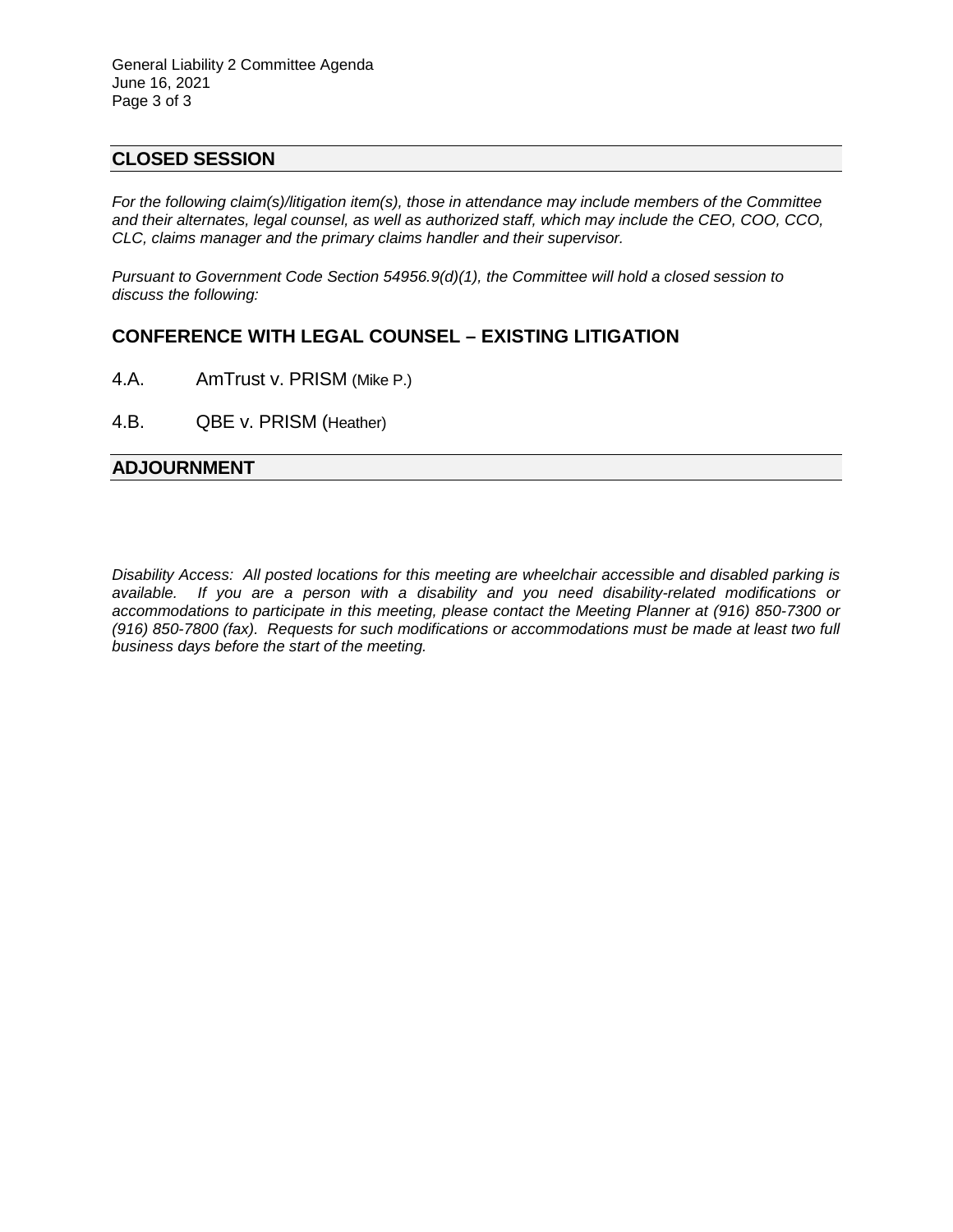## CLOSED SESSION

*For the following claim(s)/litigation item(s), those in attendance may include members of the Committee and their alternates, legal counsel, as well as authorized staff, which may include the CEO, COO, CCO, CLC, claims manager and the primary claims handler and their supervisor.*

*Pursuant to Government Code Section 54956.9(d)(1), the Committee will hold a closed session to discuss the following:*

### CONFERENCE WITH LEGAL COUNSEL – EXISTING LITIGATION

4.A. AmTrust v. PRISM (Mike P.)

4.B. QBE v. PRISM (Heather)

## ADJOURNMENT

*Disability Access: All posted locations for this meeting are wheelchair accessible and disabled parking is available. If you are a person with a disability and you need disability-related modifications or accommodations to participate in this meeting, please contact the Meeting Planner at (916) 850-7300 or (916) 850-7800 (fax). Requests for such modifications or accommodations must be made at least two full business days before the start of the meeting.*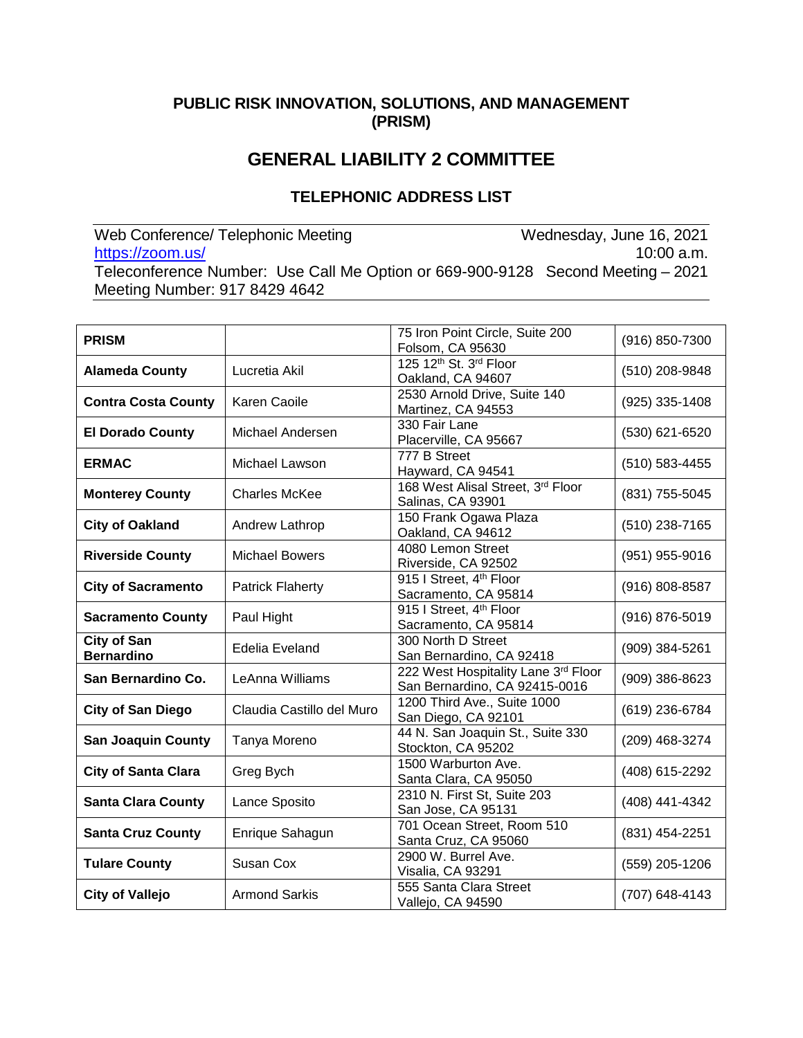**PUBLIC RISK INNOVATION, SOLUTIONS, AND MANAGEMENT (PRISM)**

# GENERAL LIABILITY 2 COMMITTEE

## TELEPHONIC ADDRESS LIST

Web Conference/ Telephonic Meeting — Wednesday, June 16, 2021
https://zoom.us/ — 10:00 a.m.
Teleconference Number: Use Call Me Option or 669-900-9128 — Second Meeting – 2021
Meeting Number: 917 8429 4642

| | | | |
|---|---|---|---|
| **PRISM** | | 75 Iron Point Circle, Suite 200<br>Folsom, CA 95630 | (916) 850-7300 |
| **Alameda County** | Lucretia Akil | 125 12th St. 3rd Floor<br>Oakland, CA 94607 | (510) 208-9848 |
| **Contra Costa County** | Karen Caoile | 2530 Arnold Drive, Suite 140<br>Martinez, CA 94553 | (925) 335-1408 |
| **El Dorado County** | Michael Andersen | 330 Fair Lane<br>Placerville, CA 95667 | (530) 621-6520 |
| **ERMAC** | Michael Lawson | 777 B Street<br>Hayward, CA 94541 | (510) 583-4455 |
| **Monterey County** | Charles McKee | 168 West Alisal Street, 3rd Floor<br>Salinas, CA 93901 | (831) 755-5045 |
| **City of Oakland** | Andrew Lathrop | 150 Frank Ogawa Plaza<br>Oakland, CA 94612 | (510) 238-7165 |
| **Riverside County** | Michael Bowers | 4080 Lemon Street<br>Riverside, CA 92502 | (951) 955-9016 |
| **City of Sacramento** | Patrick Flaherty | 915 I Street, 4th Floor<br>Sacramento, CA 95814 | (916) 808-8587 |
| **Sacramento County** | Paul Hight | 915 I Street, 4th Floor<br>Sacramento, CA 95814 | (916) 876-5019 |
| **City of San Bernardino** | Edelia Eveland | 300 North D Street<br>San Bernardino, CA 92418 | (909) 384-5261 |
| **San Bernardino Co.** | LeAnna Williams | 222 West Hospitality Lane 3rd Floor<br>San Bernardino, CA 92415-0016 | (909) 386-8623 |
| **City of San Diego** | Claudia Castillo del Muro | 1200 Third Ave., Suite 1000<br>San Diego, CA 92101 | (619) 236-6784 |
| **San Joaquin County** | Tanya Moreno | 44 N. San Joaquin St., Suite 330<br>Stockton, CA 95202 | (209) 468-3274 |
| **City of Santa Clara** | Greg Bych | 1500 Warburton Ave.<br>Santa Clara, CA 95050 | (408) 615-2292 |
| **Santa Clara County** | Lance Sposito | 2310 N. First St, Suite 203<br>San Jose, CA 95131 | (408) 441-4342 |
| **Santa Cruz County** | Enrique Sahagun | 701 Ocean Street, Room 510<br>Santa Cruz, CA 95060 | (831) 454-2251 |
| **Tulare County** | Susan Cox | 2900 W. Burrel Ave.<br>Visalia, CA 93291 | (559) 205-1206 |
| **City of Vallejo** | Armond Sarkis | 555 Santa Clara Street<br>Vallejo, CA 94590 | (707) 648-4143 |